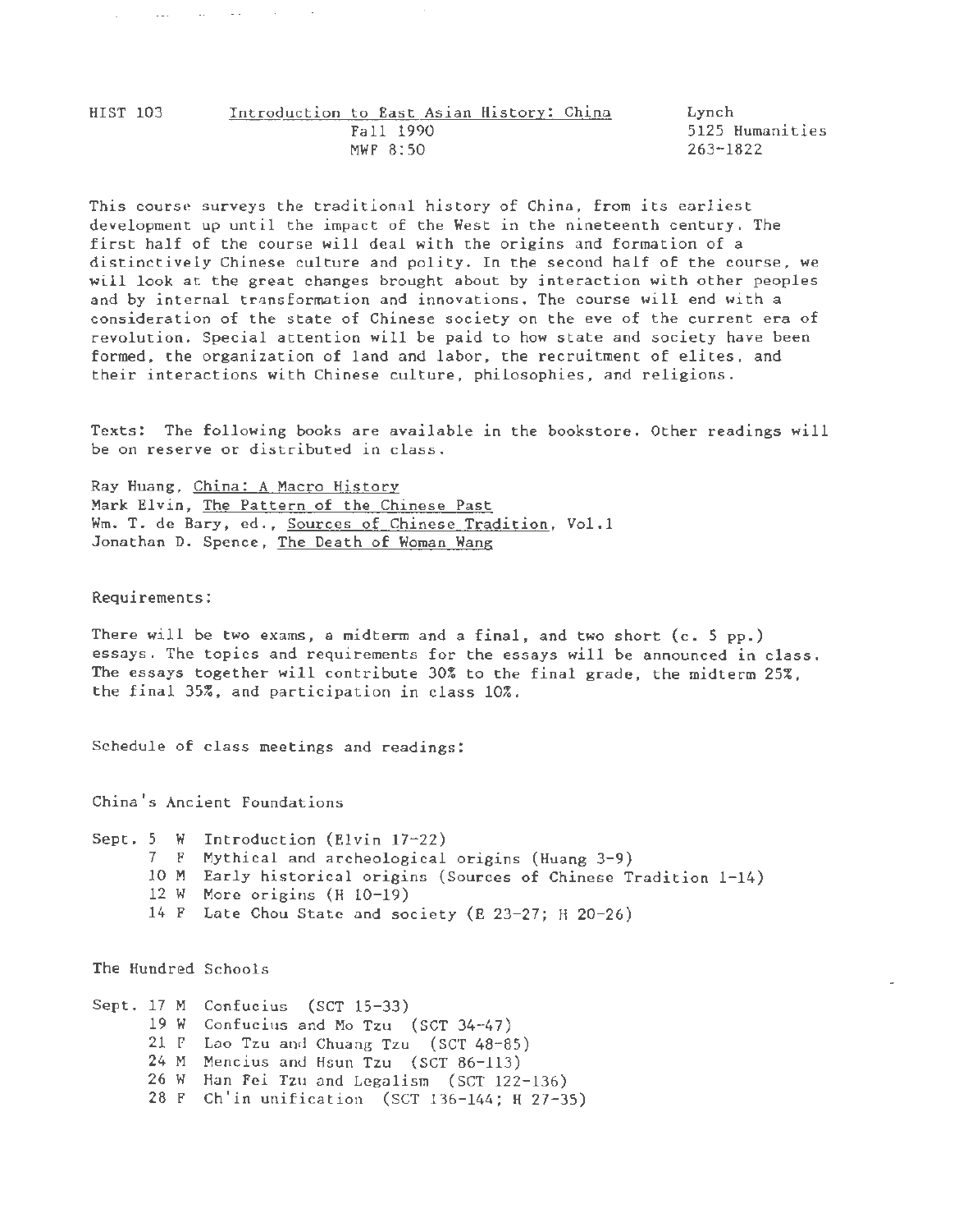HIST 103 — Introduction to East Asian History: China — Lynch
Fall 1990 — 5125 Humanities
MWF 8:50 — 263-1822

This course surveys the traditional history of China, from its earliest development up until the impact of the West in the nineteenth century. The first half of the course will deal with the origins and formation of a distinctively Chinese culture and polity. In the second half of the course, we will look at the great changes brought about by interaction with other peoples and by internal transformation and innovations. The course will end with a consideration of the state of Chinese society on the eve of the current era of revolution. Special attention will be paid to how state and society have been formed, the organization of land and labor, the recruitment of elites, and their interactions with Chinese culture, philosophies, and religions.

Texts: The following books are available in the bookstore. Other readings will be on reserve or distributed in class.

Ray Huang, China: A Macro History
Mark Elvin, The Pattern of the Chinese Past
Wm. T. de Bary, ed., Sources of Chinese Tradition, Vol.1
Jonathan D. Spence, The Death of Woman Wang

Requirements:

There will be two exams, a midterm and a final, and two short (c. 5 pp.) essays. The topics and requirements for the essays will be announced in class. The essays together will contribute 30% to the final grade, the midterm 25%, the final 35%, and participation in class 10%.

Schedule of class meetings and readings:

China's Ancient Foundations

Sept. 5 W Introduction (Elvin 17-22)
7 F Mythical and archeological origins (Huang 3-9)
10 M Early historical origins (Sources of Chinese Tradition 1-14)
12 W More origins (H 10-19)
14 F Late Chou State and society (E 23-27; H 20-26)

The Hundred Schools

Sept. 17 M Confucius (SCT 15-33)
19 W Confucius and Mo Tzu (SCT 34-47)
21 F Lao Tzu and Chuang Tzu (SCT 48-85)
24 M Mencius and Hsun Tzu (SCT 86-113)
26 W Han Fei Tzu and Legalism (SCT 122-136)
28 F Ch'in unification (SCT 136-144; H 27-35)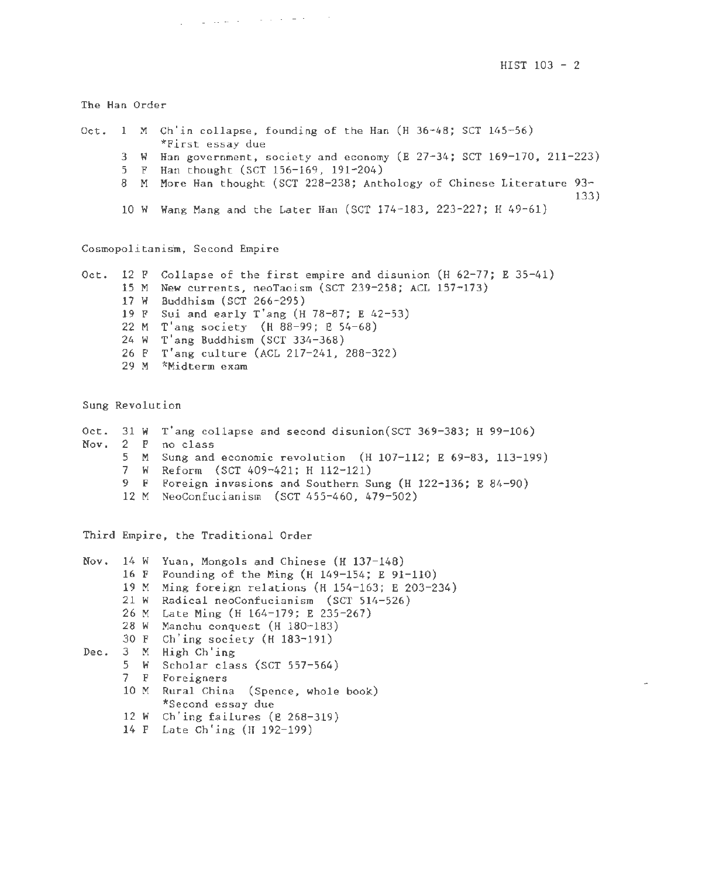## The Han Order

Oct. 1 M Ch'in collapse, founding of the Han (H 36-48; SCT 145-56)
*First essay due
3 W Han government, society and economy (E 27-34; SCT 169-170, 211-223)
5 F Han thought (SCT 156-169, 191-204)
8 M More Han thought (SCT 228-238; Anthology of Chinese Literature 93-133)
10 W Wang Mang and the Later Han (SCT 174-183, 223-227; H 49-61)

## Cosmopolitanism, Second Empire

Oct. 12 F Collapse of the first empire and disunion (H 62-77; E 35-41)
15 M New currents, neoTaoism (SCT 239-258; ACL 157-173)
17 W Buddhism (SCT 266-295)
19 F Sui and early T'ang (H 78-87; E 42-53)
22 M T'ang society (H 88-99; E 54-68)
24 W T'ang Buddhism (SCT 334-368)
26 F T'ang culture (ACL 217-241, 288-322)
29 M *Midterm exam

## Sung Revolution

Oct. 31 W T'ang collapse and second disunion(SCT 369-383; H 99-106)
Nov. 2 F no class
5 M Sung and economic revolution (H 107-112; E 69-83, 113-199)
7 W Reform (SCT 409-421; H 112-121)
9 F Foreign invasions and Southern Sung (H 122-136; E 84-90)
12 M NeoConfucianism (SCT 455-460, 479-502)

## Third Empire, the Traditional Order

Nov. 14 W Yuan, Mongols and Chinese (H 137-148)
16 F Founding of the Ming (H 149-154; E 91-110)
19 M Ming foreign relations (H 154-163; E 203-234)
21 W Radical neoConfucianism (SCT 514-526)
26 M Late Ming (H 164-179; E 235-267)
28 W Manchu conquest (H 180-183)
30 F Ch'ing society (H 183-191)
Dec. 3 M High Ch'ing
5 W Scholar class (SCT 557-564)
7 F Foreigners
10 M Rural China (Spence, whole book)
*Second essay due
12 W Ch'ing failures (E 268-319)
14 F Late Ch'ing (H 192-199)